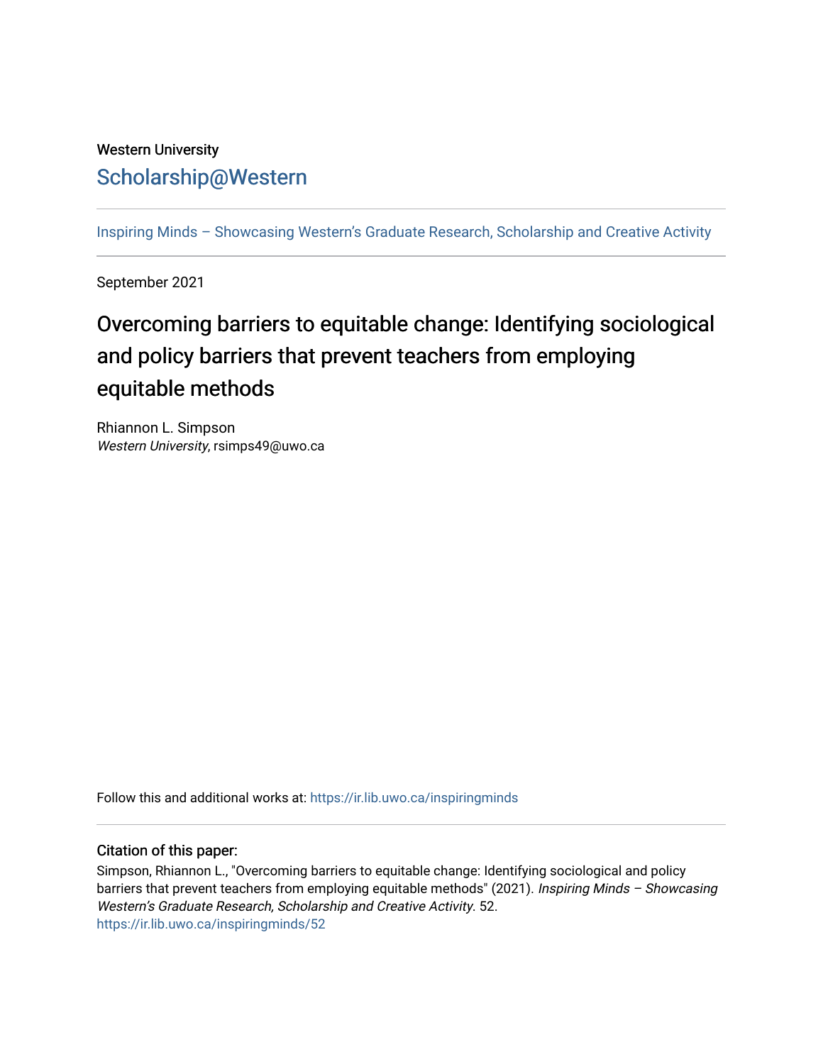Western University

[Scholarship@Western](https://ir.lib.uwo.ca/)

Inspiring Minds – Showcasing Western's Graduate Research, Scholarship and Creative Activity

---

September 2021

# Overcoming barriers to equitable change: Identifying sociological and policy barriers that prevent teachers from employing equitable methods

Rhiannon L. Simpson
*Western University*, rsimps49@uwo.ca

Follow this and additional works at: https://ir.lib.uwo.ca/inspiringminds

---

### Citation of this paper:

Simpson, Rhiannon L., "Overcoming barriers to equitable change: Identifying sociological and policy barriers that prevent teachers from employing equitable methods" (2021). *Inspiring Minds – Showcasing Western's Graduate Research, Scholarship and Creative Activity*. 52.
https://ir.lib.uwo.ca/inspiringminds/52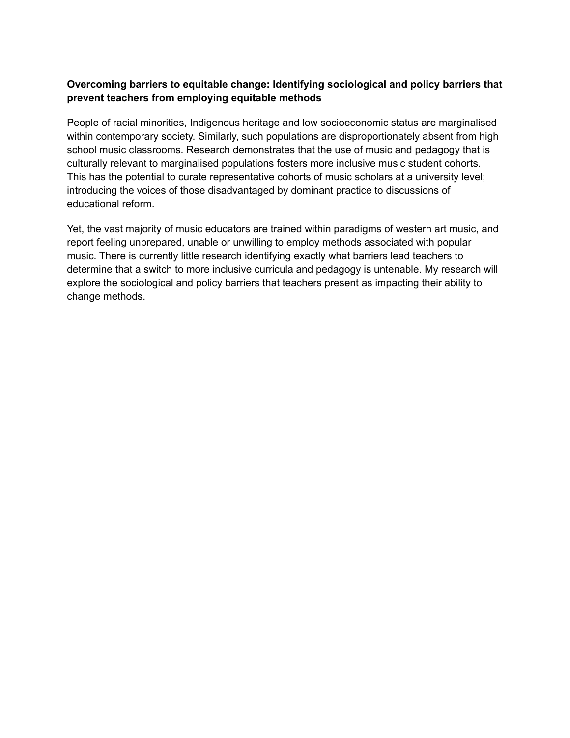**Overcoming barriers to equitable change: Identifying sociological and policy barriers that prevent teachers from employing equitable methods**

People of racial minorities, Indigenous heritage and low socioeconomic status are marginalised within contemporary society. Similarly, such populations are disproportionately absent from high school music classrooms. Research demonstrates that the use of music and pedagogy that is culturally relevant to marginalised populations fosters more inclusive music student cohorts. This has the potential to curate representative cohorts of music scholars at a university level; introducing the voices of those disadvantaged by dominant practice to discussions of educational reform.

Yet, the vast majority of music educators are trained within paradigms of western art music, and report feeling unprepared, unable or unwilling to employ methods associated with popular music. There is currently little research identifying exactly what barriers lead teachers to determine that a switch to more inclusive curricula and pedagogy is untenable. My research will explore the sociological and policy barriers that teachers present as impacting their ability to change methods.